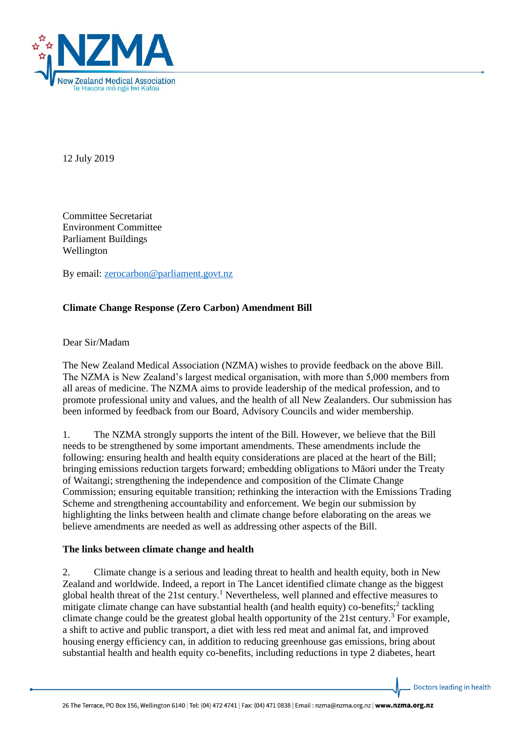12 July 2019

Committee Secretariat
Environment Committee
Parliament Buildings
Wellington

By email: zerocarbon@parliament.govt.nz

**Climate Change Response (Zero Carbon) Amendment Bill**

Dear Sir/Madam

The New Zealand Medical Association (NZMA) wishes to provide feedback on the above Bill. The NZMA is New Zealand's largest medical organisation, with more than 5,000 members from all areas of medicine. The NZMA aims to provide leadership of the medical profession, and to promote professional unity and values, and the health of all New Zealanders. Our submission has been informed by feedback from our Board, Advisory Councils and wider membership.

1. The NZMA strongly supports the intent of the Bill. However, we believe that the Bill needs to be strengthened by some important amendments. These amendments include the following: ensuring health and health equity considerations are placed at the heart of the Bill; bringing emissions reduction targets forward; embedding obligations to Māori under the Treaty of Waitangi; strengthening the independence and composition of the Climate Change Commission; ensuring equitable transition; rethinking the interaction with the Emissions Trading Scheme and strengthening accountability and enforcement. We begin our submission by highlighting the links between health and climate change before elaborating on the areas we believe amendments are needed as well as addressing other aspects of the Bill.

**The links between climate change and health**

2. Climate change is a serious and leading threat to health and health equity, both in New Zealand and worldwide. Indeed, a report in The Lancet identified climate change as the biggest global health threat of the 21st century.[1] Nevertheless, well planned and effective measures to mitigate climate change can have substantial health (and health equity) co-benefits;[2] tackling climate change could be the greatest global health opportunity of the 21st century.[3] For example, a shift to active and public transport, a diet with less red meat and animal fat, and improved housing energy efficiency can, in addition to reducing greenhouse gas emissions, bring about substantial health and health equity co-benefits, including reductions in type 2 diabetes, heart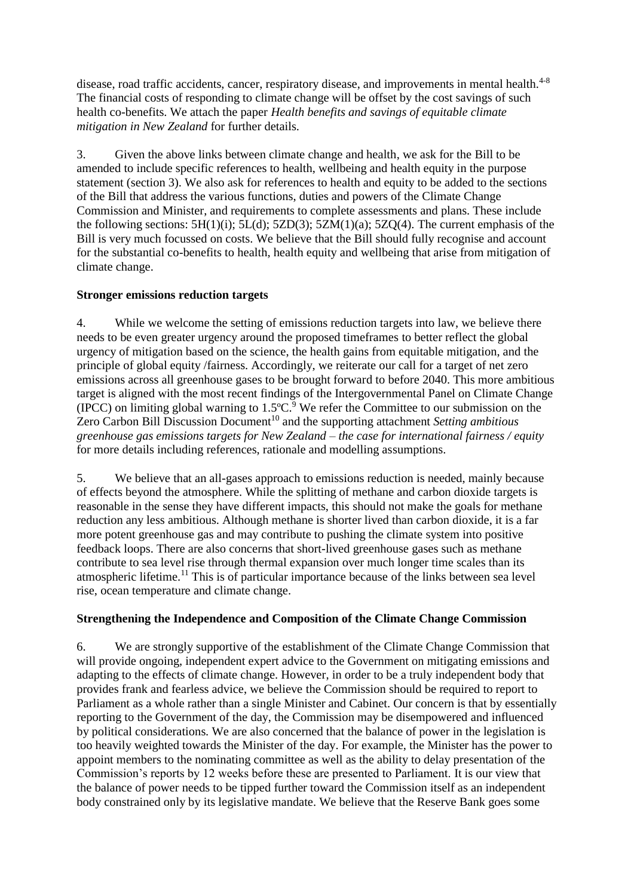disease, road traffic accidents, cancer, respiratory disease, and improvements in mental health.[4-8] The financial costs of responding to climate change will be offset by the cost savings of such health co-benefits. We attach the paper *Health benefits and savings of equitable climate mitigation in New Zealand* for further details.

3. Given the above links between climate change and health, we ask for the Bill to be amended to include specific references to health, wellbeing and health equity in the purpose statement (section 3). We also ask for references to health and equity to be added to the sections of the Bill that address the various functions, duties and powers of the Climate Change Commission and Minister, and requirements to complete assessments and plans. These include the following sections: 5H(1)(i); 5L(d); 5ZD(3); 5ZM(1)(a); 5ZQ(4). The current emphasis of the Bill is very much focussed on costs. We believe that the Bill should fully recognise and account for the substantial co-benefits to health, health equity and wellbeing that arise from mitigation of climate change.

**Stronger emissions reduction targets**

4. While we welcome the setting of emissions reduction targets into law, we believe there needs to be even greater urgency around the proposed timeframes to better reflect the global urgency of mitigation based on the science, the health gains from equitable mitigation, and the principle of global equity /fairness. Accordingly, we reiterate our call for a target of net zero emissions across all greenhouse gases to be brought forward to before 2040. This more ambitious target is aligned with the most recent findings of the Intergovernmental Panel on Climate Change (IPCC) on limiting global warning to 1.5ºC.[9] We refer the Committee to our submission on the Zero Carbon Bill Discussion Document[10] and the supporting attachment *Setting ambitious greenhouse gas emissions targets for New Zealand – the case for international fairness / equity* for more details including references, rationale and modelling assumptions.

5. We believe that an all-gases approach to emissions reduction is needed, mainly because of effects beyond the atmosphere. While the splitting of methane and carbon dioxide targets is reasonable in the sense they have different impacts, this should not make the goals for methane reduction any less ambitious. Although methane is shorter lived than carbon dioxide, it is a far more potent greenhouse gas and may contribute to pushing the climate system into positive feedback loops. There are also concerns that short-lived greenhouse gases such as methane contribute to sea level rise through thermal expansion over much longer time scales than its atmospheric lifetime.[11] This is of particular importance because of the links between sea level rise, ocean temperature and climate change.

**Strengthening the Independence and Composition of the Climate Change Commission**

6. We are strongly supportive of the establishment of the Climate Change Commission that will provide ongoing, independent expert advice to the Government on mitigating emissions and adapting to the effects of climate change. However, in order to be a truly independent body that provides frank and fearless advice, we believe the Commission should be required to report to Parliament as a whole rather than a single Minister and Cabinet. Our concern is that by essentially reporting to the Government of the day, the Commission may be disempowered and influenced by political considerations. We are also concerned that the balance of power in the legislation is too heavily weighted towards the Minister of the day. For example, the Minister has the power to appoint members to the nominating committee as well as the ability to delay presentation of the Commission's reports by 12 weeks before these are presented to Parliament. It is our view that the balance of power needs to be tipped further toward the Commission itself as an independent body constrained only by its legislative mandate. We believe that the Reserve Bank goes some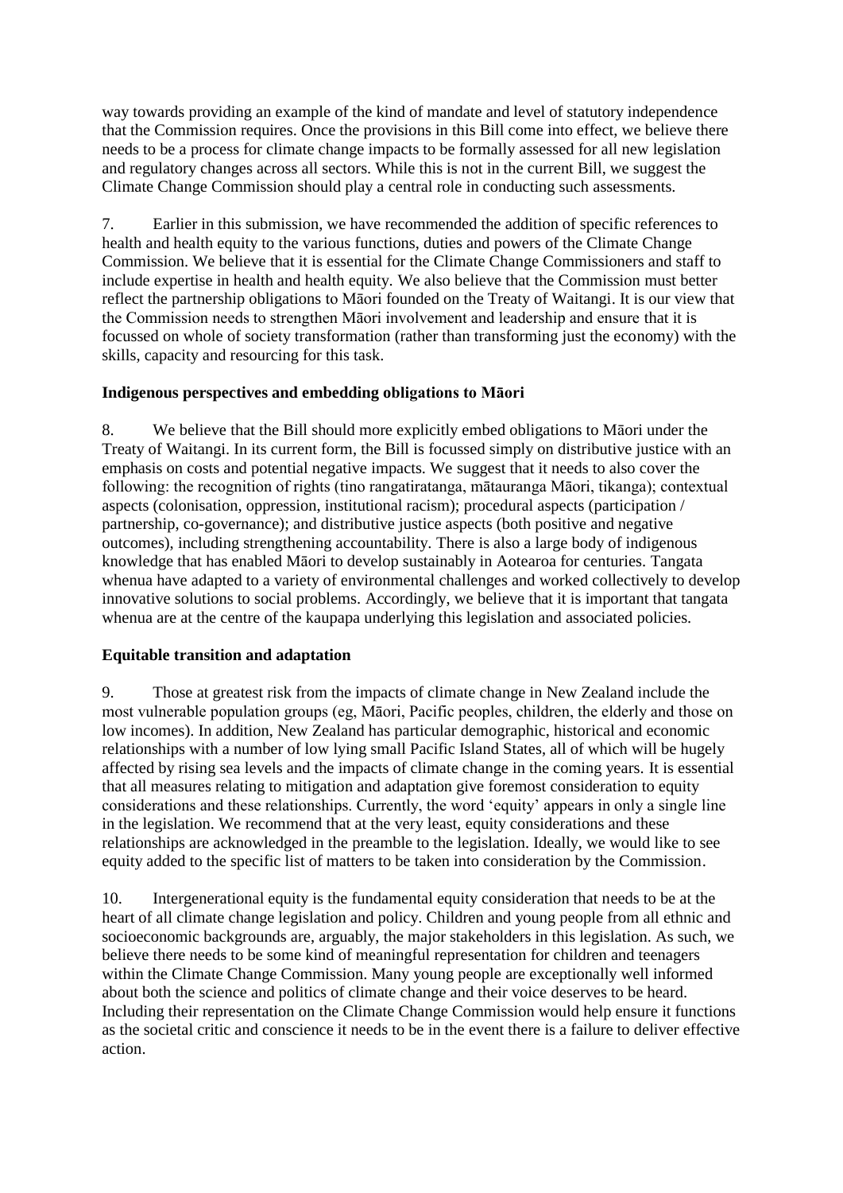way towards providing an example of the kind of mandate and level of statutory independence that the Commission requires. Once the provisions in this Bill come into effect, we believe there needs to be a process for climate change impacts to be formally assessed for all new legislation and regulatory changes across all sectors. While this is not in the current Bill, we suggest the Climate Change Commission should play a central role in conducting such assessments.

7. Earlier in this submission, we have recommended the addition of specific references to health and health equity to the various functions, duties and powers of the Climate Change Commission. We believe that it is essential for the Climate Change Commissioners and staff to include expertise in health and health equity. We also believe that the Commission must better reflect the partnership obligations to Māori founded on the Treaty of Waitangi. It is our view that the Commission needs to strengthen Māori involvement and leadership and ensure that it is focussed on whole of society transformation (rather than transforming just the economy) with the skills, capacity and resourcing for this task.

**Indigenous perspectives and embedding obligations to Māori**

8. We believe that the Bill should more explicitly embed obligations to Māori under the Treaty of Waitangi. In its current form, the Bill is focussed simply on distributive justice with an emphasis on costs and potential negative impacts. We suggest that it needs to also cover the following: the recognition of rights (tino rangatiratanga, mātauranga Māori, tikanga); contextual aspects (colonisation, oppression, institutional racism); procedural aspects (participation / partnership, co-governance); and distributive justice aspects (both positive and negative outcomes), including strengthening accountability. There is also a large body of indigenous knowledge that has enabled Māori to develop sustainably in Aotearoa for centuries. Tangata whenua have adapted to a variety of environmental challenges and worked collectively to develop innovative solutions to social problems. Accordingly, we believe that it is important that tangata whenua are at the centre of the kaupapa underlying this legislation and associated policies.

**Equitable transition and adaptation**

9. Those at greatest risk from the impacts of climate change in New Zealand include the most vulnerable population groups (eg, Māori, Pacific peoples, children, the elderly and those on low incomes). In addition, New Zealand has particular demographic, historical and economic relationships with a number of low lying small Pacific Island States, all of which will be hugely affected by rising sea levels and the impacts of climate change in the coming years. It is essential that all measures relating to mitigation and adaptation give foremost consideration to equity considerations and these relationships. Currently, the word 'equity' appears in only a single line in the legislation. We recommend that at the very least, equity considerations and these relationships are acknowledged in the preamble to the legislation. Ideally, we would like to see equity added to the specific list of matters to be taken into consideration by the Commission.

10. Intergenerational equity is the fundamental equity consideration that needs to be at the heart of all climate change legislation and policy. Children and young people from all ethnic and socioeconomic backgrounds are, arguably, the major stakeholders in this legislation. As such, we believe there needs to be some kind of meaningful representation for children and teenagers within the Climate Change Commission. Many young people are exceptionally well informed about both the science and politics of climate change and their voice deserves to be heard. Including their representation on the Climate Change Commission would help ensure it functions as the societal critic and conscience it needs to be in the event there is a failure to deliver effective action.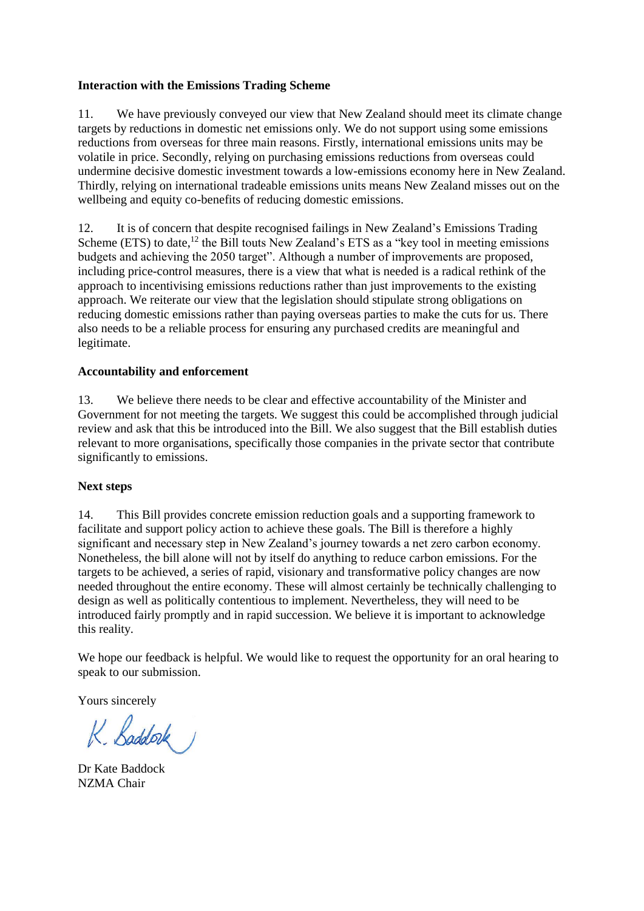**Interaction with the Emissions Trading Scheme**

11. We have previously conveyed our view that New Zealand should meet its climate change targets by reductions in domestic net emissions only. We do not support using some emissions reductions from overseas for three main reasons. Firstly, international emissions units may be volatile in price. Secondly, relying on purchasing emissions reductions from overseas could undermine decisive domestic investment towards a low-emissions economy here in New Zealand. Thirdly, relying on international tradeable emissions units means New Zealand misses out on the wellbeing and equity co-benefits of reducing domestic emissions.

12. It is of concern that despite recognised failings in New Zealand's Emissions Trading Scheme (ETS) to date,[12] the Bill touts New Zealand's ETS as a "key tool in meeting emissions budgets and achieving the 2050 target". Although a number of improvements are proposed, including price-control measures, there is a view that what is needed is a radical rethink of the approach to incentivising emissions reductions rather than just improvements to the existing approach. We reiterate our view that the legislation should stipulate strong obligations on reducing domestic emissions rather than paying overseas parties to make the cuts for us. There also needs to be a reliable process for ensuring any purchased credits are meaningful and legitimate.

**Accountability and enforcement**

13. We believe there needs to be clear and effective accountability of the Minister and Government for not meeting the targets. We suggest this could be accomplished through judicial review and ask that this be introduced into the Bill. We also suggest that the Bill establish duties relevant to more organisations, specifically those companies in the private sector that contribute significantly to emissions.

**Next steps**

14. This Bill provides concrete emission reduction goals and a supporting framework to facilitate and support policy action to achieve these goals. The Bill is therefore a highly significant and necessary step in New Zealand's journey towards a net zero carbon economy. Nonetheless, the bill alone will not by itself do anything to reduce carbon emissions. For the targets to be achieved, a series of rapid, visionary and transformative policy changes are now needed throughout the entire economy. These will almost certainly be technically challenging to design as well as politically contentious to implement. Nevertheless, they will need to be introduced fairly promptly and in rapid succession. We believe it is important to acknowledge this reality.

We hope our feedback is helpful. We would like to request the opportunity for an oral hearing to speak to our submission.

Yours sincerely

K. Baddock

Dr Kate Baddock
NZMA Chair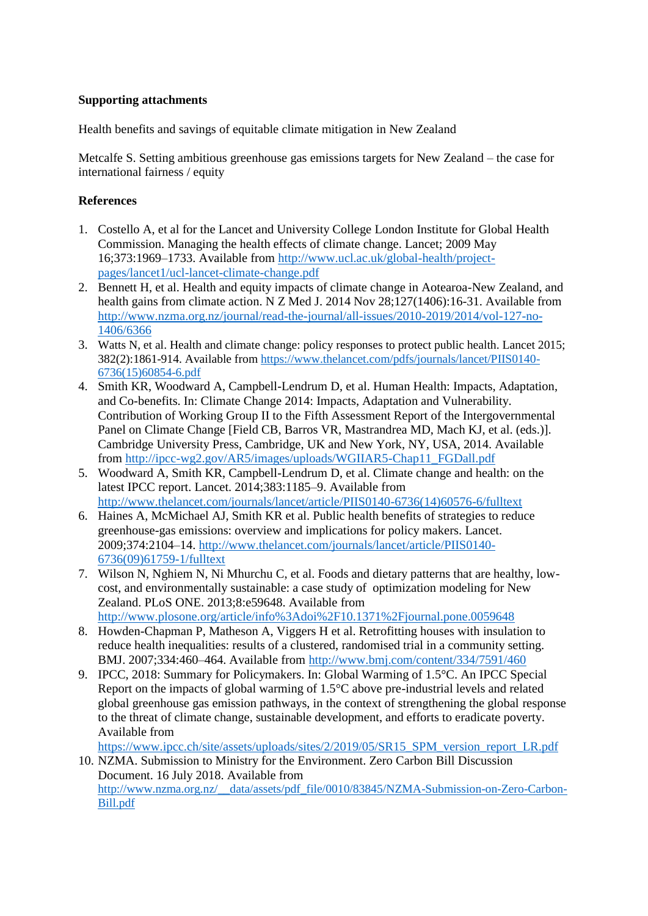**Supporting attachments**

Health benefits and savings of equitable climate mitigation in New Zealand

Metcalfe S. Setting ambitious greenhouse gas emissions targets for New Zealand – the case for international fairness / equity

**References**

1. Costello A, et al for the Lancet and University College London Institute for Global Health Commission. Managing the health effects of climate change. Lancet; 2009 May 16;373:1969–1733. Available from http://www.ucl.ac.uk/global-health/project-pages/lancet1/ucl-lancet-climate-change.pdf
2. Bennett H, et al. Health and equity impacts of climate change in Aotearoa-New Zealand, and health gains from climate action. N Z Med J. 2014 Nov 28;127(1406):16-31. Available from http://www.nzma.org.nz/journal/read-the-journal/all-issues/2010-2019/2014/vol-127-no-1406/6366
3. Watts N, et al. Health and climate change: policy responses to protect public health. Lancet 2015; 382(2):1861-914. Available from https://www.thelancet.com/pdfs/journals/lancet/PIIS0140-6736(15)60854-6.pdf
4. Smith KR, Woodward A, Campbell-Lendrum D, et al. Human Health: Impacts, Adaptation, and Co-benefits. In: Climate Change 2014: Impacts, Adaptation and Vulnerability. Contribution of Working Group II to the Fifth Assessment Report of the Intergovernmental Panel on Climate Change [Field CB, Barros VR, Mastrandrea MD, Mach KJ, et al. (eds.)]. Cambridge University Press, Cambridge, UK and New York, NY, USA, 2014. Available from http://ipcc-wg2.gov/AR5/images/uploads/WGIIAR5-Chap11_FGDall.pdf
5. Woodward A, Smith KR, Campbell-Lendrum D, et al. Climate change and health: on the latest IPCC report. Lancet. 2014;383:1185–9. Available from http://www.thelancet.com/journals/lancet/article/PIIS0140-6736(14)60576-6/fulltext
6. Haines A, McMichael AJ, Smith KR et al. Public health benefits of strategies to reduce greenhouse-gas emissions: overview and implications for policy makers. Lancet. 2009;374:2104–14. http://www.thelancet.com/journals/lancet/article/PIIS0140-6736(09)61759-1/fulltext
7. Wilson N, Nghiem N, Ni Mhurchu C, et al. Foods and dietary patterns that are healthy, low-cost, and environmentally sustainable: a case study of optimization modeling for New Zealand. PLoS ONE. 2013;8:e59648. Available from http://www.plosone.org/article/info%3Adoi%2F10.1371%2Fjournal.pone.0059648
8. Howden-Chapman P, Matheson A, Viggers H et al. Retrofitting houses with insulation to reduce health inequalities: results of a clustered, randomised trial in a community setting. BMJ. 2007;334:460–464. Available from http://www.bmj.com/content/334/7591/460
9. IPCC, 2018: Summary for Policymakers. In: Global Warming of 1.5°C. An IPCC Special Report on the impacts of global warming of 1.5°C above pre-industrial levels and related global greenhouse gas emission pathways, in the context of strengthening the global response to the threat of climate change, sustainable development, and efforts to eradicate poverty. Available from https://www.ipcc.ch/site/assets/uploads/sites/2/2019/05/SR15_SPM_version_report_LR.pdf
10. NZMA. Submission to Ministry for the Environment. Zero Carbon Bill Discussion Document. 16 July 2018. Available from http://www.nzma.org.nz/__data/assets/pdf_file/0010/83845/NZMA-Submission-on-Zero-Carbon-Bill.pdf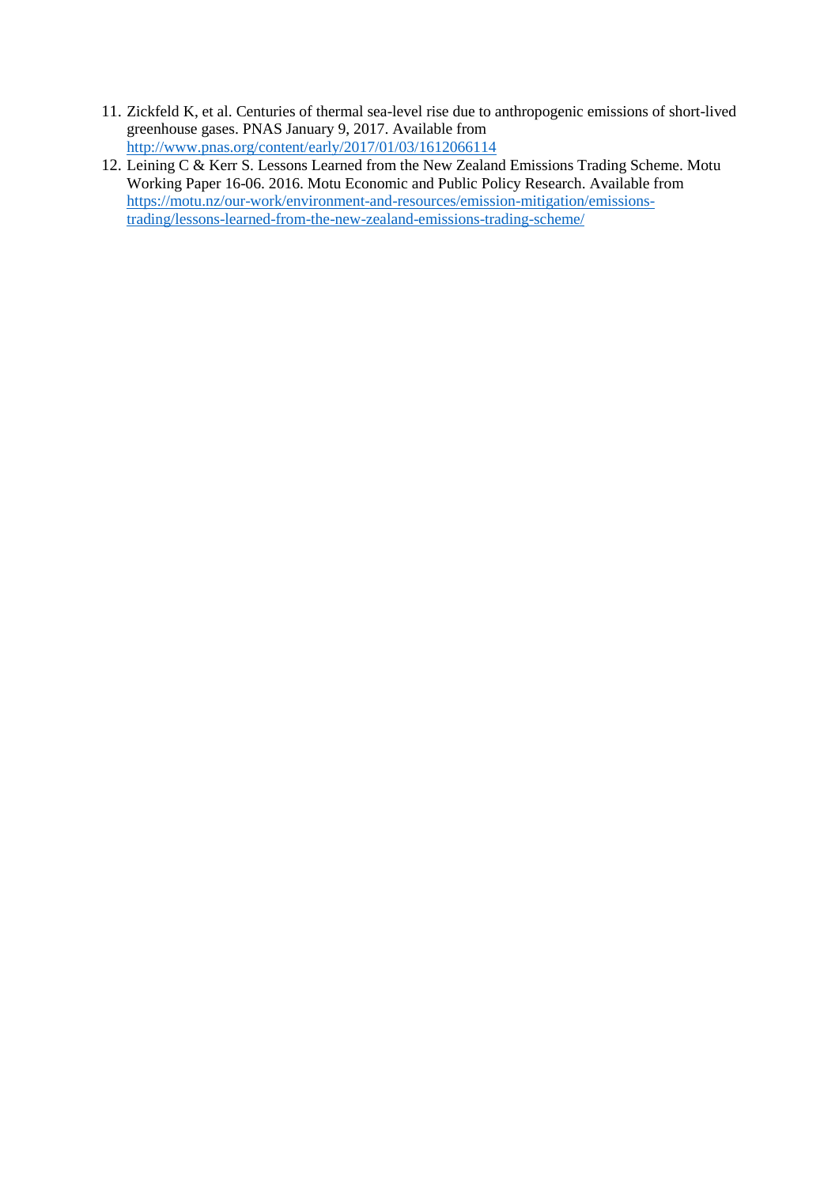11. Zickfeld K, et al. Centuries of thermal sea-level rise due to anthropogenic emissions of short-lived greenhouse gases. PNAS January 9, 2017. Available from http://www.pnas.org/content/early/2017/01/03/1612066114
12. Leining C & Kerr S. Lessons Learned from the New Zealand Emissions Trading Scheme. Motu Working Paper 16-06. 2016. Motu Economic and Public Policy Research. Available from https://motu.nz/our-work/environment-and-resources/emission-mitigation/emissions-trading/lessons-learned-from-the-new-zealand-emissions-trading-scheme/